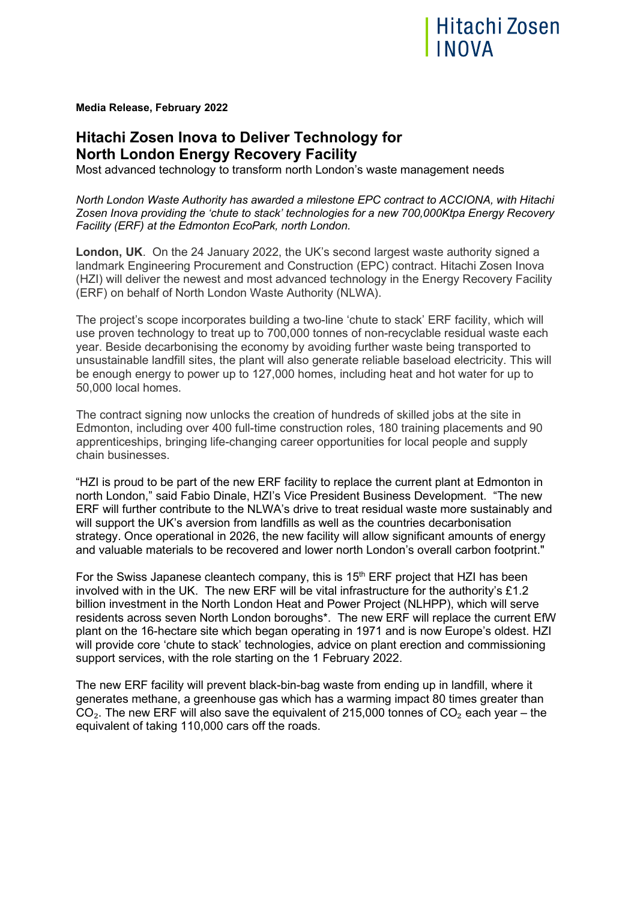Hitachi Zosen INOVA

**Media Release, February 2022**

# Hitachi Zosen Inova to Deliver Technology for North London Energy Recovery Facility

Most advanced technology to transform north London's waste management needs

*North London Waste Authority has awarded a milestone EPC contract to ACCIONA, with Hitachi Zosen Inova providing the 'chute to stack' technologies for a new 700,000Ktpa Energy Recovery Facility (ERF) at the Edmonton EcoPark, north London.*

**London, UK**. On the 24 January 2022, the UK's second largest waste authority signed a landmark Engineering Procurement and Construction (EPC) contract. Hitachi Zosen Inova (HZI) will deliver the newest and most advanced technology in the Energy Recovery Facility (ERF) on behalf of North London Waste Authority (NLWA).

The project's scope incorporates building a two-line 'chute to stack' ERF facility, which will use proven technology to treat up to 700,000 tonnes of non-recyclable residual waste each year. Beside decarbonising the economy by avoiding further waste being transported to unsustainable landfill sites, the plant will also generate reliable baseload electricity. This will be enough energy to power up to 127,000 homes, including heat and hot water for up to 50,000 local homes.

The contract signing now unlocks the creation of hundreds of skilled jobs at the site in Edmonton, including over 400 full-time construction roles, 180 training placements and 90 apprenticeships, bringing life-changing career opportunities for local people and supply chain businesses.

"HZI is proud to be part of the new ERF facility to replace the current plant at Edmonton in north London," said Fabio Dinale, HZI's Vice President Business Development. "The new ERF will further contribute to the NLWA's drive to treat residual waste more sustainably and will support the UK's aversion from landfills as well as the countries decarbonisation strategy. Once operational in 2026, the new facility will allow significant amounts of energy and valuable materials to be recovered and lower north London's overall carbon footprint."

For the Swiss Japanese cleantech company, this is 15th ERF project that HZI has been involved with in the UK. The new ERF will be vital infrastructure for the authority's £1.2 billion investment in the North London Heat and Power Project (NLHPP), which will serve residents across seven North London boroughs*. The new ERF will replace the current EfW plant on the 16-hectare site which began operating in 1971 and is now Europe's oldest. HZI will provide core 'chute to stack' technologies, advice on plant erection and commissioning support services, with the role starting on the 1 February 2022.

The new ERF facility will prevent black-bin-bag waste from ending up in landfill, where it generates methane, a greenhouse gas which has a warming impact 80 times greater than $CO_2$. The new ERF will also save the equivalent of 215,000 tonnes of $CO_2$ each year – the equivalent of taking 110,000 cars off the roads.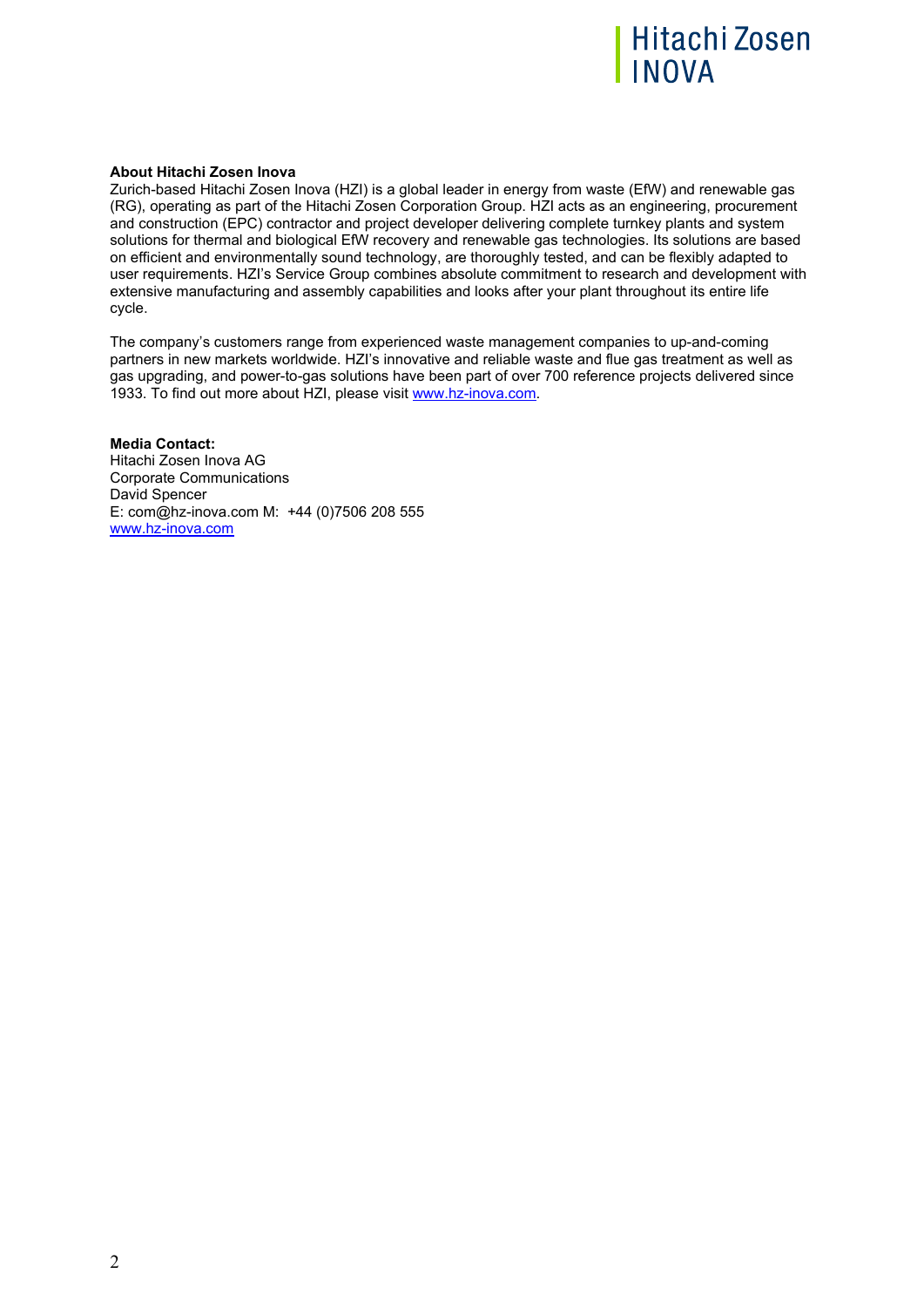**About Hitachi Zosen Inova**

Zurich-based Hitachi Zosen Inova (HZI) is a global leader in energy from waste (EfW) and renewable gas (RG), operating as part of the Hitachi Zosen Corporation Group. HZI acts as an engineering, procurement and construction (EPC) contractor and project developer delivering complete turnkey plants and system solutions for thermal and biological EfW recovery and renewable gas technologies. Its solutions are based on efficient and environmentally sound technology, are thoroughly tested, and can be flexibly adapted to user requirements. HZI's Service Group combines absolute commitment to research and development with extensive manufacturing and assembly capabilities and looks after your plant throughout its entire life cycle.

The company's customers range from experienced waste management companies to up-and-coming partners in new markets worldwide. HZI's innovative and reliable waste and flue gas treatment as well as gas upgrading, and power-to-gas solutions have been part of over 700 reference projects delivered since 1933. To find out more about HZI, please visit www.hz-inova.com.

**Media Contact:**
Hitachi Zosen Inova AG
Corporate Communications
David Spencer
E: com@hz-inova.com M: +44 (0)7506 208 555
www.hz-inova.com